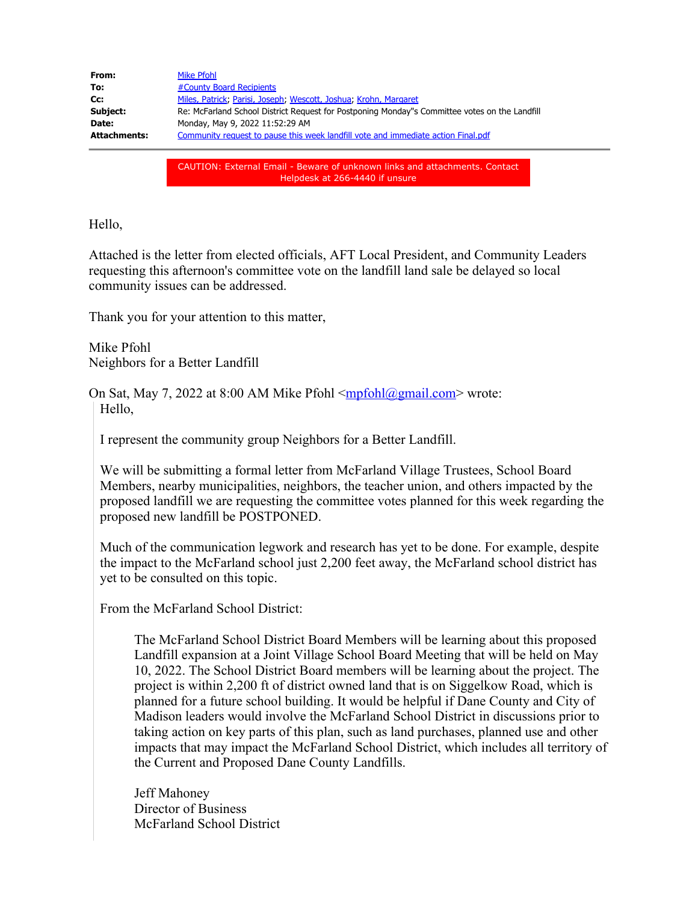| | |
|---|---|
| **From:** | Mike Pfohl |
| **To:** | #County Board Recipients |
| **Cc:** | Miles, Patrick; Parisi, Joseph; Wescott, Joshua; Krohn, Margaret |
| **Subject:** | Re: McFarland School District Request for Postponing Monday"s Committee votes on the Landfill |
| **Date:** | Monday, May 9, 2022 11:52:29 AM |
| **Attachments:** | Community request to pause this week landfill vote and immediate action Final.pdf |

CAUTION: External Email - Beware of unknown links and attachments. Contact Helpdesk at 266-4440 if unsure

Hello,

Attached is the letter from elected officials, AFT Local President, and Community Leaders requesting this afternoon's committee vote on the landfill land sale be delayed so local community issues can be addressed.

Thank you for your attention to this matter,

Mike Pfohl
Neighbors for a Better Landfill

On Sat, May 7, 2022 at 8:00 AM Mike Pfohl <mpfohl@gmail.com> wrote:

> Hello,
>
> I represent the community group Neighbors for a Better Landfill.
>
> We will be submitting a formal letter from McFarland Village Trustees, School Board Members, nearby municipalities, neighbors, the teacher union, and others impacted by the proposed landfill we are requesting the committee votes planned for this week regarding the proposed new landfill be POSTPONED.
>
> Much of the communication legwork and research has yet to be done. For example, despite the impact to the McFarland school just 2,200 feet away, the McFarland school district has yet to be consulted on this topic.
>
> From the McFarland School District:
>
> > The McFarland School District Board Members will be learning about this proposed Landfill expansion at a Joint Village School Board Meeting that will be held on May 10, 2022. The School District Board members will be learning about the project. The project is within 2,200 ft of district owned land that is on Siggelkow Road, which is planned for a future school building. It would be helpful if Dane County and City of Madison leaders would involve the McFarland School District in discussions prior to taking action on key parts of this plan, such as land purchases, planned use and other impacts that may impact the McFarland School District, which includes all territory of the Current and Proposed Dane County Landfills.
> >
> > Jeff Mahoney
> > Director of Business
> > McFarland School District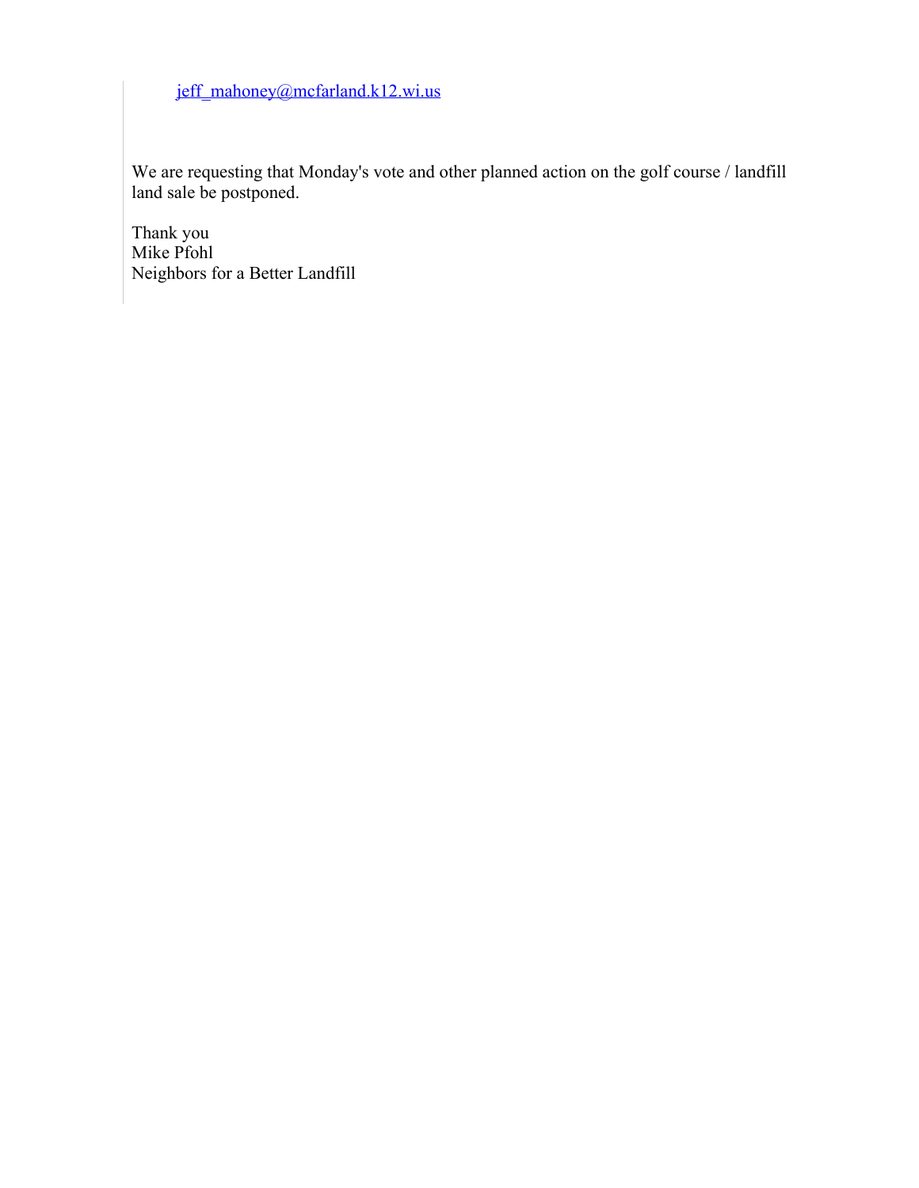jeff_mahoney@mcfarland.k12.wi.us

We are requesting that Monday's vote and other planned action on the golf course / landfill land sale be postponed.

Thank you
Mike Pfohl
Neighbors for a Better Landfill